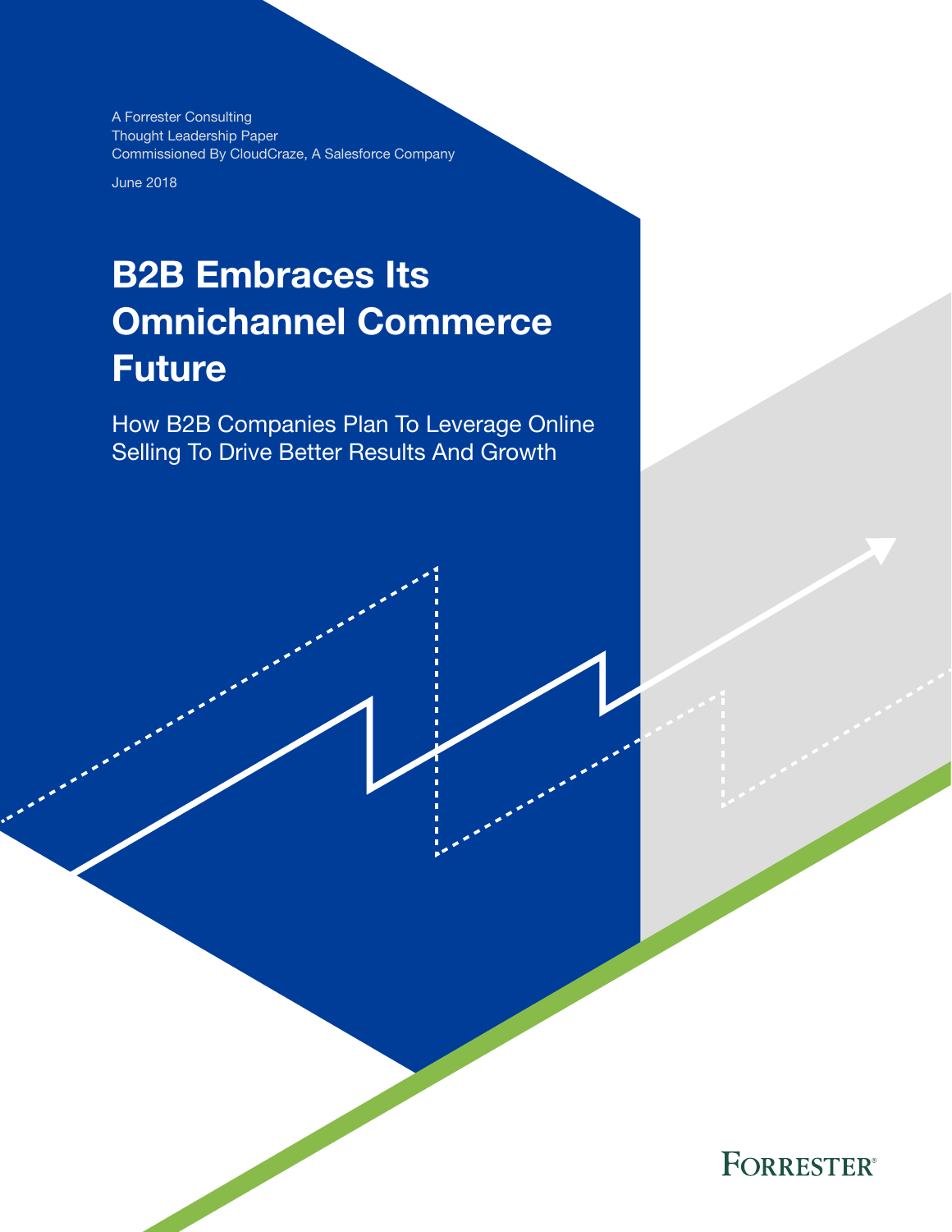A Forrester Consulting
Thought Leadership Paper
Commissioned By CloudCraze, A Salesforce Company

June 2018

# B2B Embraces Its Omnichannel Commerce Future

## How B2B Companies Plan To Leverage Online Selling To Drive Better Results And Growth

FORRESTER®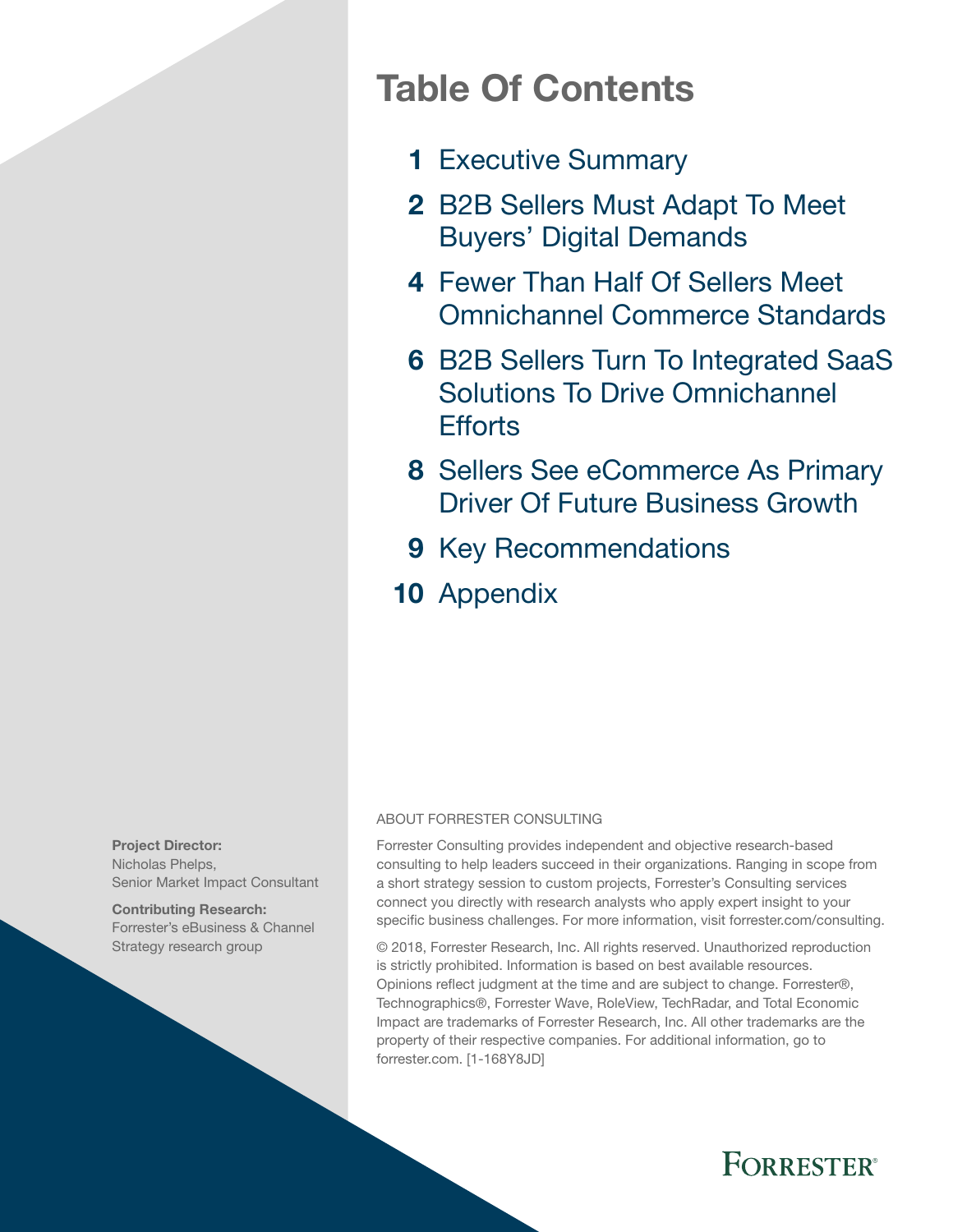# Table Of Contents

- **1** Executive Summary
- **2** B2B Sellers Must Adapt To Meet Buyers' Digital Demands
- **4** Fewer Than Half Of Sellers Meet Omnichannel Commerce Standards
- **6** B2B Sellers Turn To Integrated SaaS Solutions To Drive Omnichannel Efforts
- **8** Sellers See eCommerce As Primary Driver Of Future Business Growth
- **9** Key Recommendations
- **10** Appendix

**Project Director:**
Nicholas Phelps,
Senior Market Impact Consultant

**Contributing Research:**
Forrester's eBusiness & Channel Strategy research group

ABOUT FORRESTER CONSULTING

Forrester Consulting provides independent and objective research-based consulting to help leaders succeed in their organizations. Ranging in scope from a short strategy session to custom projects, Forrester's Consulting services connect you directly with research analysts who apply expert insight to your specific business challenges. For more information, visit forrester.com/consulting.

© 2018, Forrester Research, Inc. All rights reserved. Unauthorized reproduction is strictly prohibited. Information is based on best available resources. Opinions reflect judgment at the time and are subject to change. Forrester®, Technographics®, Forrester Wave, RoleView, TechRadar, and Total Economic Impact are trademarks of Forrester Research, Inc. All other trademarks are the property of their respective companies. For additional information, go to forrester.com. [1-168Y8JD]

FORRESTER®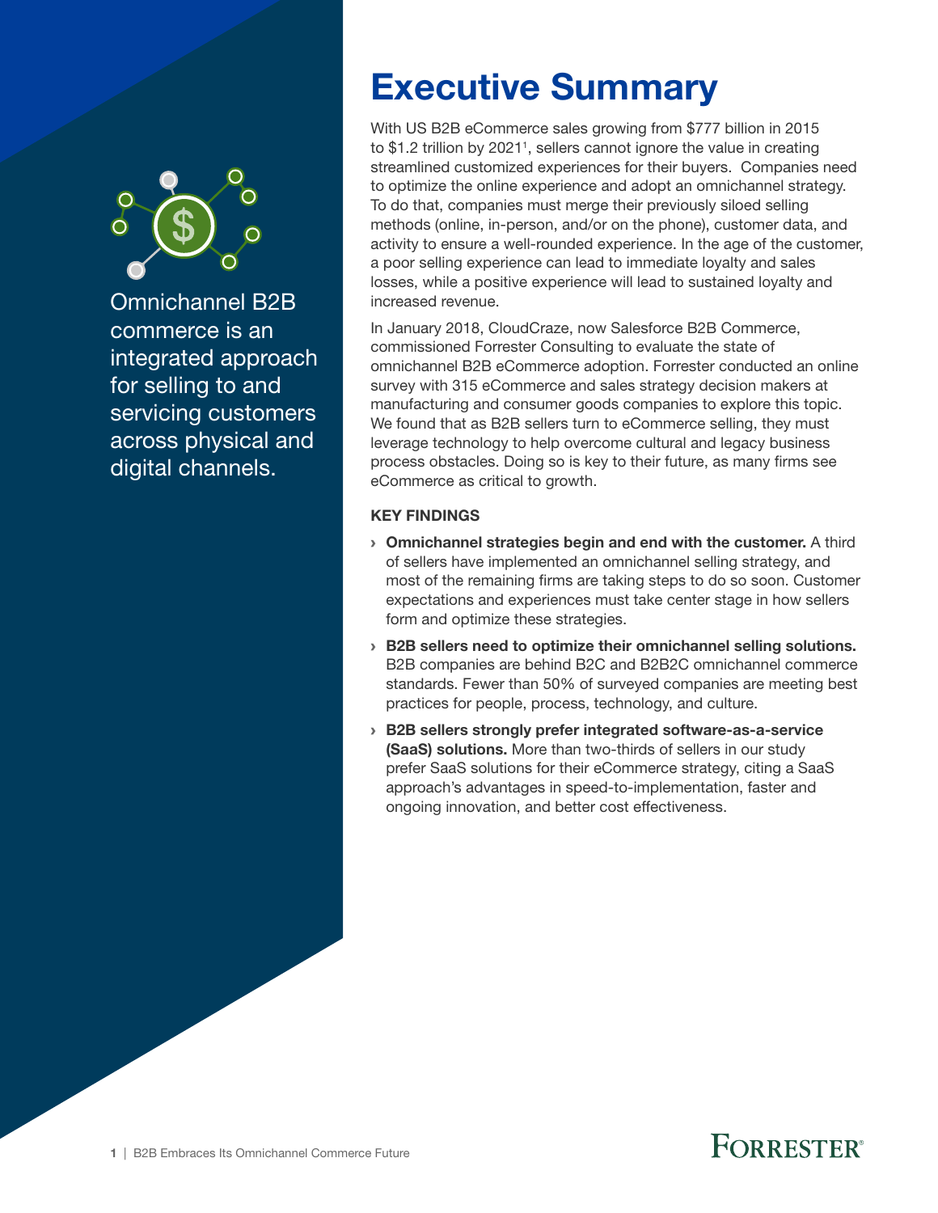Omnichannel B2B commerce is an integrated approach for selling to and servicing customers across physical and digital channels.

# Executive Summary

With US B2B eCommerce sales growing from $777 billion in 2015 to $1.2 trillion by 2021[1], sellers cannot ignore the value in creating streamlined customized experiences for their buyers. Companies need to optimize the online experience and adopt an omnichannel strategy. To do that, companies must merge their previously siloed selling methods (online, in-person, and/or on the phone), customer data, and activity to ensure a well-rounded experience. In the age of the customer, a poor selling experience can lead to immediate loyalty and sales losses, while a positive experience will lead to sustained loyalty and increased revenue.

In January 2018, CloudCraze, now Salesforce B2B Commerce, commissioned Forrester Consulting to evaluate the state of omnichannel B2B eCommerce adoption. Forrester conducted an online survey with 315 eCommerce and sales strategy decision makers at manufacturing and consumer goods companies to explore this topic. We found that as B2B sellers turn to eCommerce selling, they must leverage technology to help overcome cultural and legacy business process obstacles. Doing so is key to their future, as many firms see eCommerce as critical to growth.

**KEY FINDINGS**

- **Omnichannel strategies begin and end with the customer.** A third of sellers have implemented an omnichannel selling strategy, and most of the remaining firms are taking steps to do so soon. Customer expectations and experiences must take center stage in how sellers form and optimize these strategies.
- **B2B sellers need to optimize their omnichannel selling solutions.** B2B companies are behind B2C and B2B2C omnichannel commerce standards. Fewer than 50% of surveyed companies are meeting best practices for people, process, technology, and culture.
- **B2B sellers strongly prefer integrated software-as-a-service (SaaS) solutions.** More than two-thirds of sellers in our study prefer SaaS solutions for their eCommerce strategy, citing a SaaS approach's advantages in speed-to-implementation, faster and ongoing innovation, and better cost effectiveness.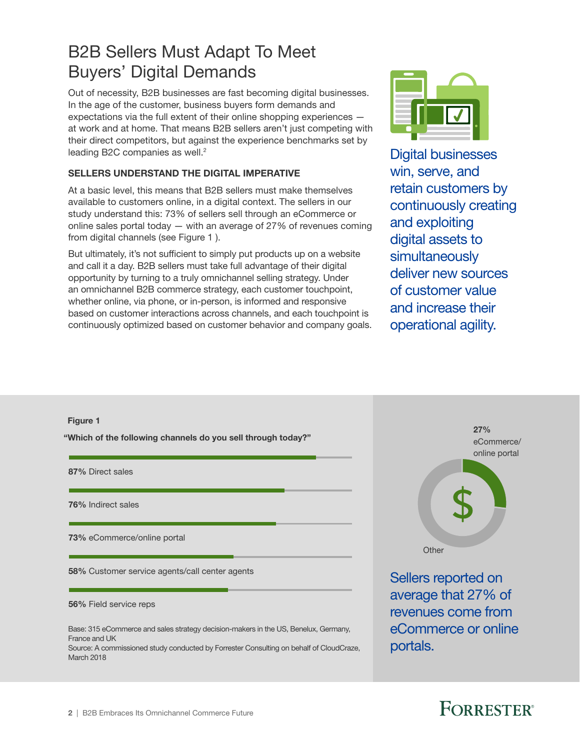# B2B Sellers Must Adapt To Meet Buyers' Digital Demands

Out of necessity, B2B businesses are fast becoming digital businesses. In the age of the customer, business buyers form demands and expectations via the full extent of their online shopping experiences — at work and at home. That means B2B sellers aren't just competing with their direct competitors, but against the experience benchmarks set by leading B2C companies as well.[2]

### SELLERS UNDERSTAND THE DIGITAL IMPERATIVE

At a basic level, this means that B2B sellers must make themselves available to customers online, in a digital context. The sellers in our study understand this: 73% of sellers sell through an eCommerce or online sales portal today — with an average of 27% of revenues coming from digital channels (see Figure 1 ).

But ultimately, it's not sufficient to simply put products up on a website and call it a day. B2B sellers must take full advantage of their digital opportunity by turning to a truly omnichannel selling strategy. Under an omnichannel B2B commerce strategy, each customer touchpoint, whether online, via phone, or in-person, is informed and responsive based on customer interactions across channels, and each touchpoint is continuously optimized based on customer behavior and company goals.

Digital businesses win, serve, and retain customers by continuously creating and exploiting digital assets to simultaneously deliver new sources of customer value and increase their operational agility.

**Figure 1**

**"Which of the following channels do you sell through today?"**

- **87%** Direct sales
- **76%** Indirect sales
- **73%** eCommerce/online portal
- **58%** Customer service agents/call center agents
- **56%** Field service reps

**27%** eCommerce/online portal

Other

Sellers reported on average that 27% of revenues come from eCommerce or online portals.

Base: 315 eCommerce and sales strategy decision-makers in the US, Benelux, Germany, France and UK

Source: A commissioned study conducted by Forrester Consulting on behalf of CloudCraze, March 2018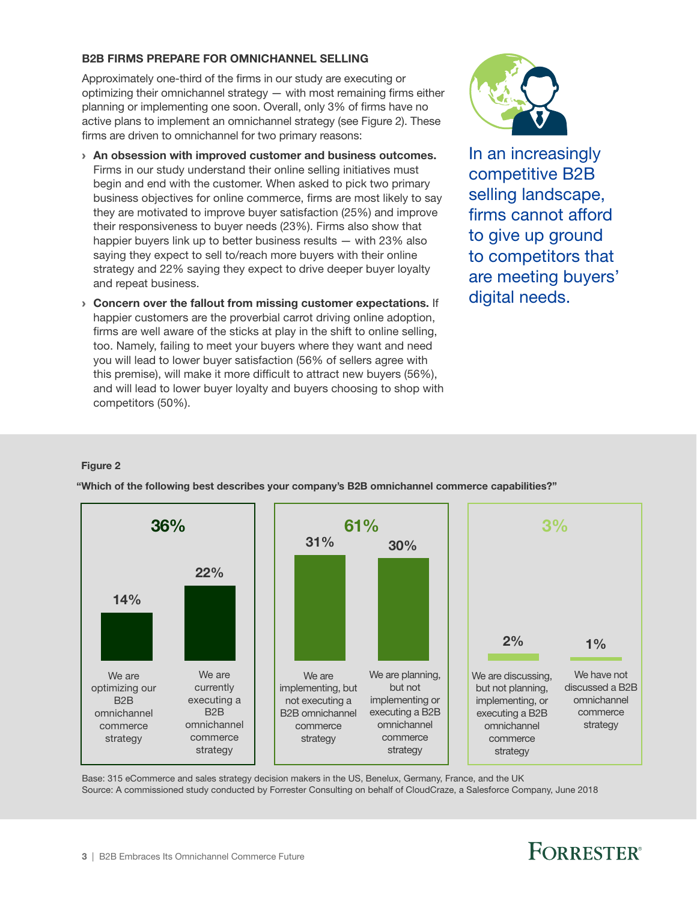## B2B FIRMS PREPARE FOR OMNICHANNEL SELLING

Approximately one-third of the firms in our study are executing or optimizing their omnichannel strategy — with most remaining firms either planning or implementing one soon. Overall, only 3% of firms have no active plans to implement an omnichannel strategy (see Figure 2). These firms are driven to omnichannel for two primary reasons:

- **An obsession with improved customer and business outcomes.** Firms in our study understand their online selling initiatives must begin and end with the customer. When asked to pick two primary business objectives for online commerce, firms are most likely to say they are motivated to improve buyer satisfaction (25%) and improve their responsiveness to buyer needs (23%). Firms also show that happier buyers link up to better business results — with 23% also saying they expect to sell to/reach more buyers with their online strategy and 22% saying they expect to drive deeper buyer loyalty and repeat business.
- **Concern over the fallout from missing customer expectations.** If happier customers are the proverbial carrot driving online adoption, firms are well aware of the sticks at play in the shift to online selling, too. Namely, failing to meet your buyers where they want and need you will lead to lower buyer satisfaction (56% of sellers agree with this premise), will make it more difficult to attract new buyers (56%), and will lead to lower buyer loyalty and buyers choosing to shop with competitors (50%).

In an increasingly competitive B2B selling landscape, firms cannot afford to give up ground to competitors that are meeting buyers' digital needs.

**Figure 2**

**"Which of the following best describes your company's B2B omnichannel commerce capabilities?"**

| Group | Response | Percentage |
|---|---|---|
| 36% | We are optimizing our B2B omnichannel commerce strategy | 14% |
| | We are currently executing a B2B omnichannel commerce strategy | 22% |
| 61% | We are implementing, but not executing a B2B omnichannel commerce strategy | 31% |
| | We are planning, but not implementing or executing a B2B omnichannel commerce strategy | 30% |
| 3% | We are discussing, but not planning, implementing, or executing a B2B omnichannel commerce strategy | 2% |
| | We have not discussed a B2B omnichannel commerce strategy | 1% |

Base: 315 eCommerce and sales strategy decision makers in the US, Benelux, Germany, France, and the UK

Source: A commissioned study conducted by Forrester Consulting on behalf of CloudCraze, a Salesforce Company, June 2018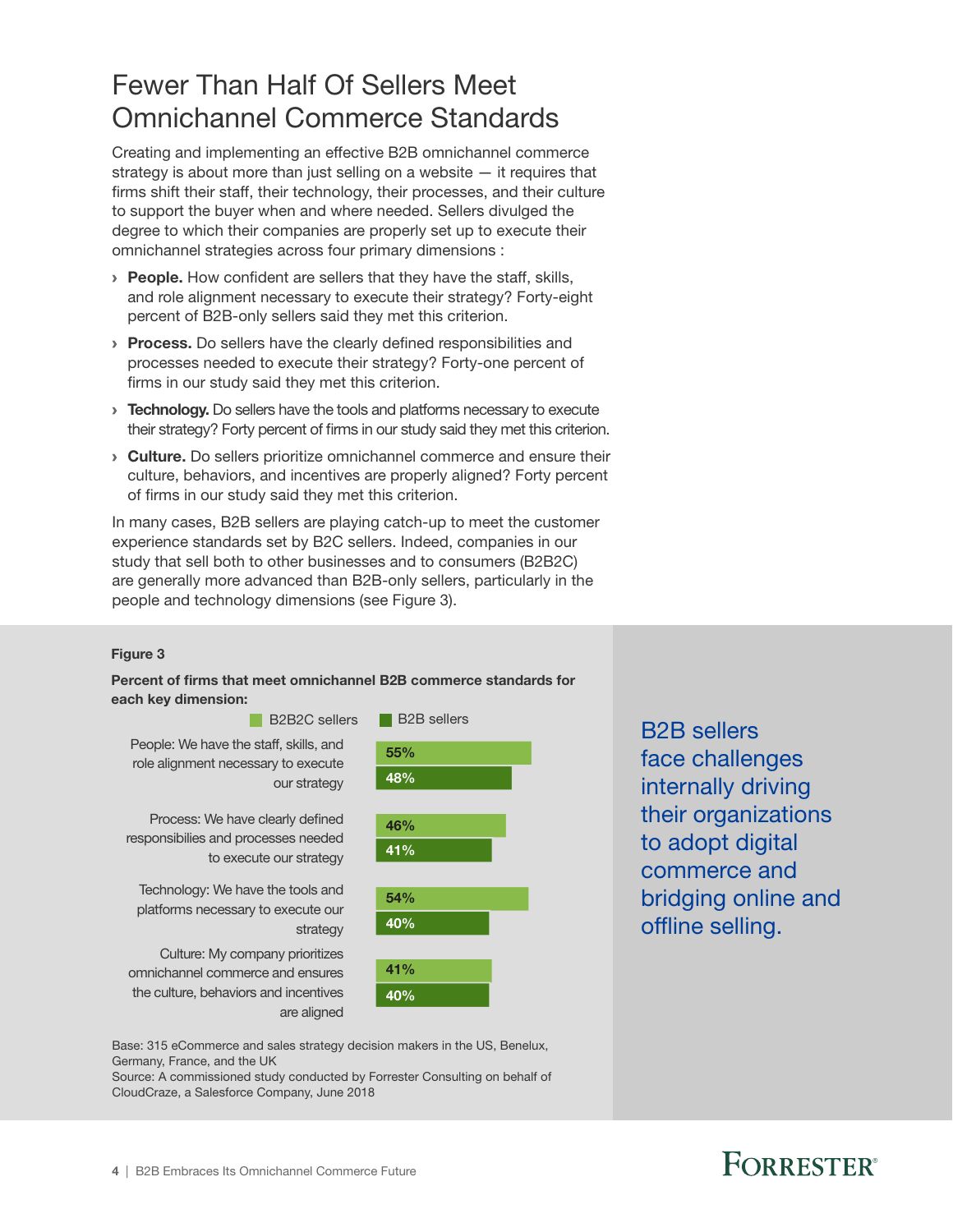# Fewer Than Half Of Sellers Meet Omnichannel Commerce Standards

Creating and implementing an effective B2B omnichannel commerce strategy is about more than just selling on a website — it requires that firms shift their staff, their technology, their processes, and their culture to support the buyer when and where needed. Sellers divulged the degree to which their companies are properly set up to execute their omnichannel strategies across four primary dimensions :

- **People.** How confident are sellers that they have the staff, skills, and role alignment necessary to execute their strategy? Forty-eight percent of B2B-only sellers said they met this criterion.
- **Process.** Do sellers have the clearly defined responsibilities and processes needed to execute their strategy? Forty-one percent of firms in our study said they met this criterion.
- **Technology.** Do sellers have the tools and platforms necessary to execute their strategy? Forty percent of firms in our study said they met this criterion.
- **Culture.** Do sellers prioritize omnichannel commerce and ensure their culture, behaviors, and incentives are properly aligned? Forty percent of firms in our study said they met this criterion.

In many cases, B2B sellers are playing catch-up to meet the customer experience standards set by B2C sellers. Indeed, companies in our study that sell both to other businesses and to consumers (B2B2C) are generally more advanced than B2B-only sellers, particularly in the people and technology dimensions (see Figure 3).

**Figure 3**

**Percent of firms that meet omnichannel B2B commerce standards for each key dimension:**

| | B2B2C sellers | B2B sellers |
|---|---|---|
| People: We have the staff, skills, and role alignment necessary to execute our strategy | 55% | 48% |
| Process: We have clearly defined responsibilities and processes needed to execute our strategy | 46% | 41% |
| Technology: We have the tools and platforms necessary to execute our strategy | 54% | 40% |
| Culture: My company prioritizes omnichannel commerce and ensures the culture, behaviors and incentives are aligned | 41% | 40% |

Base: 315 eCommerce and sales strategy decision makers in the US, Benelux, Germany, France, and the UK
Source: A commissioned study conducted by Forrester Consulting on behalf of CloudCraze, a Salesforce Company, June 2018

B2B sellers face challenges internally driving their organizations to adopt digital commerce and bridging online and offline selling.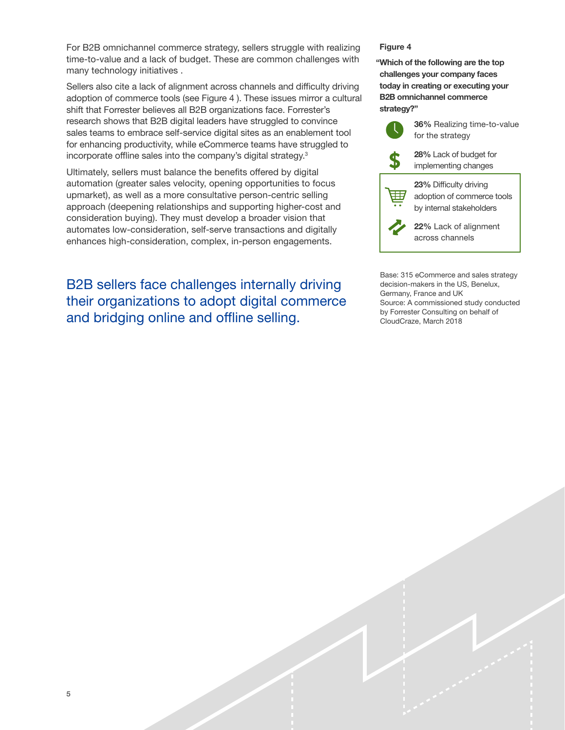For B2B omnichannel commerce strategy, sellers struggle with realizing time-to-value and a lack of budget. These are common challenges with many technology initiatives .

Sellers also cite a lack of alignment across channels and difficulty driving adoption of commerce tools (see Figure 4 ). These issues mirror a cultural shift that Forrester believes all B2B organizations face. Forrester's research shows that B2B digital leaders have struggled to convince sales teams to embrace self-service digital sites as an enablement tool for enhancing productivity, while eCommerce teams have struggled to incorporate offline sales into the company's digital strategy.[3]

Ultimately, sellers must balance the benefits offered by digital automation (greater sales velocity, opening opportunities to focus upmarket), as well as a more consultative person-centric selling approach (deepening relationships and supporting higher-cost and consideration buying). They must develop a broader vision that automates low-consideration, self-serve transactions and digitally enhances high-consideration, complex, in-person engagements.

## B2B sellers face challenges internally driving their organizations to adopt digital commerce and bridging online and offline selling.

**Figure 4**

**"Which of the following are the top challenges your company faces today in creating or executing your B2B omnichannel commerce strategy?"**

- **36%** Realizing time-to-value for the strategy
- **28%** Lack of budget for implementing changes
- **23%** Difficulty driving adoption of commerce tools by internal stakeholders
- **22%** Lack of alignment across channels

Base: 315 eCommerce and sales strategy decision-makers in the US, Benelux, Germany, France and UK
Source: A commissioned study conducted by Forrester Consulting on behalf of CloudCraze, March 2018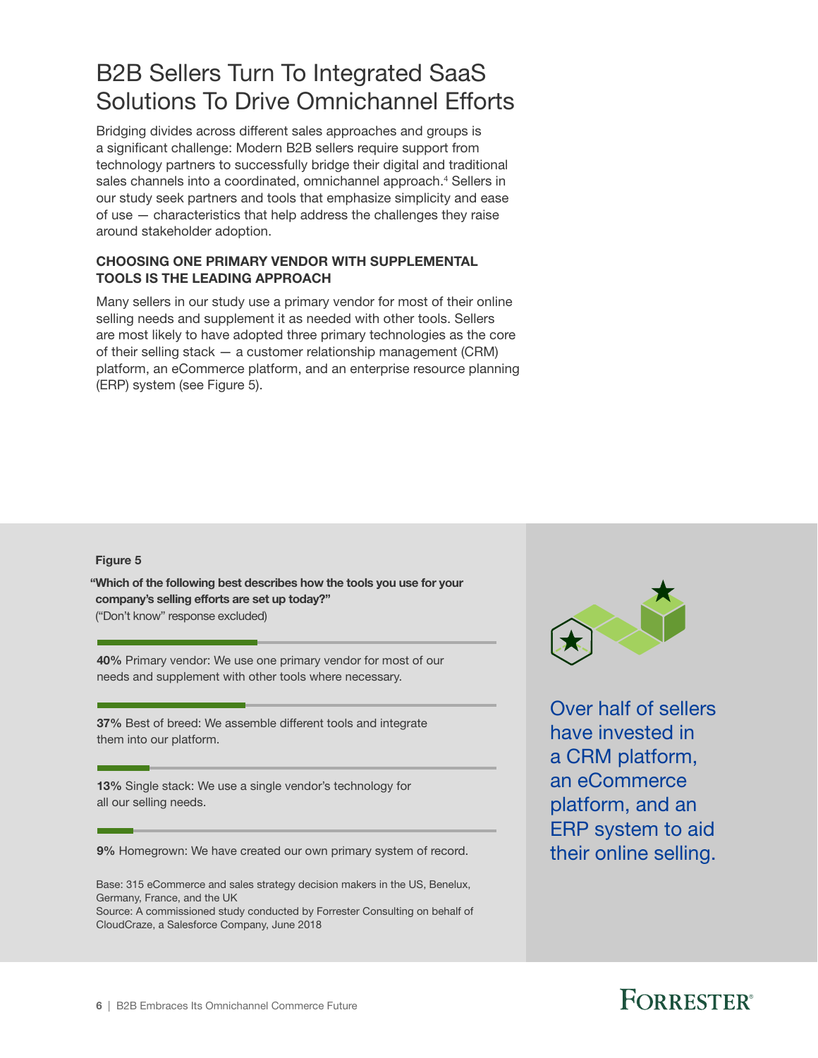# B2B Sellers Turn To Integrated SaaS Solutions To Drive Omnichannel Efforts

Bridging divides across different sales approaches and groups is a significant challenge: Modern B2B sellers require support from technology partners to successfully bridge their digital and traditional sales channels into a coordinated, omnichannel approach.[4] Sellers in our study seek partners and tools that emphasize simplicity and ease of use — characteristics that help address the challenges they raise around stakeholder adoption.

## CHOOSING ONE PRIMARY VENDOR WITH SUPPLEMENTAL TOOLS IS THE LEADING APPROACH

Many sellers in our study use a primary vendor for most of their online selling needs and supplement it as needed with other tools. Sellers are most likely to have adopted three primary technologies as the core of their selling stack — a customer relationship management (CRM) platform, an eCommerce platform, and an enterprise resource planning (ERP) system (see Figure 5).

**Figure 5**

**"Which of the following best describes how the tools you use for your company's selling efforts are set up today?"**
("Don't know" response excluded)

**40%** Primary vendor: We use one primary vendor for most of our needs and supplement with other tools where necessary.

**37%** Best of breed: We assemble different tools and integrate them into our platform.

**13%** Single stack: We use a single vendor's technology for all our selling needs.

**9%** Homegrown: We have created our own primary system of record.

Base: 315 eCommerce and sales strategy decision makers in the US, Benelux, Germany, France, and the UK
Source: A commissioned study conducted by Forrester Consulting on behalf of CloudCraze, a Salesforce Company, June 2018

Over half of sellers have invested in a CRM platform, an eCommerce platform, and an ERP system to aid their online selling.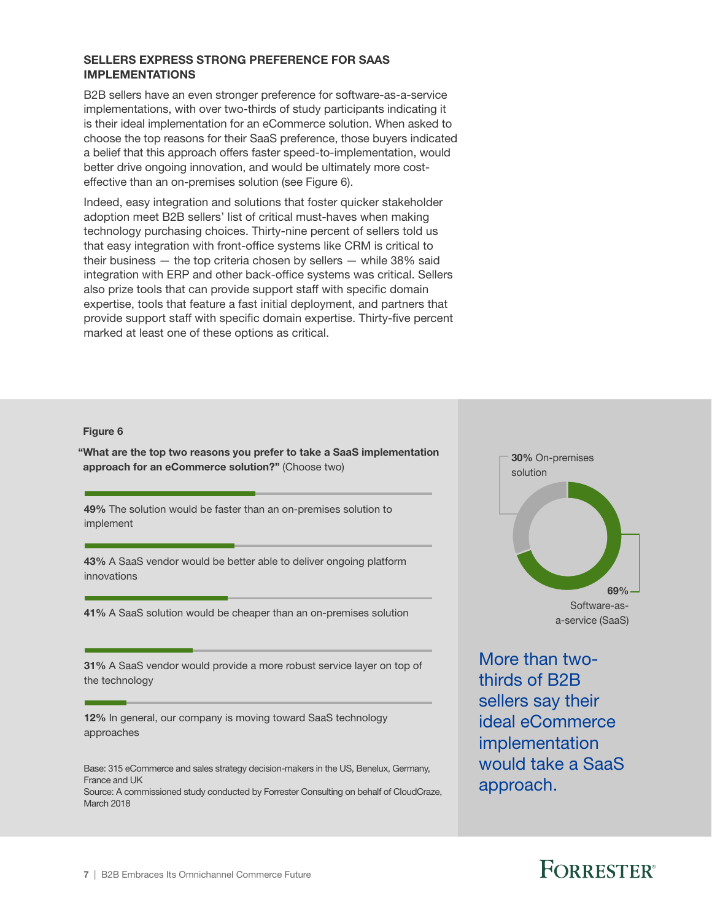## SELLERS EXPRESS STRONG PREFERENCE FOR SAAS IMPLEMENTATIONS

B2B sellers have an even stronger preference for software-as-a-service implementations, with over two-thirds of study participants indicating it is their ideal implementation for an eCommerce solution. When asked to choose the top reasons for their SaaS preference, those buyers indicated a belief that this approach offers faster speed-to-implementation, would better drive ongoing innovation, and would be ultimately more cost-effective than an on-premises solution (see Figure 6).

Indeed, easy integration and solutions that foster quicker stakeholder adoption meet B2B sellers' list of critical must-haves when making technology purchasing choices. Thirty-nine percent of sellers told us that easy integration with front-office systems like CRM is critical to their business — the top criteria chosen by sellers — while 38% said integration with ERP and other back-office systems was critical. Sellers also prize tools that can provide support staff with specific domain expertise, tools that feature a fast initial deployment, and partners that provide support staff with specific domain expertise. Thirty-five percent marked at least one of these options as critical.

**Figure 6**

**"What are the top two reasons you prefer to take a SaaS implementation approach for an eCommerce solution?"** (Choose two)

**49%** The solution would be faster than an on-premises solution to implement

**43%** A SaaS vendor would be better able to deliver ongoing platform innovations

**41%** A SaaS solution would be cheaper than an on-premises solution

**31%** A SaaS vendor would provide a more robust service layer on top of the technology

**12%** In general, our company is moving toward SaaS technology approaches

**30%** On-premises solution

**69%** Software-as-a-service (SaaS)

Base: 315 eCommerce and sales strategy decision-makers in the US, Benelux, Germany, France and UK

Source: A commissioned study conducted by Forrester Consulting on behalf of CloudCraze, March 2018

More than two-thirds of B2B sellers say their ideal eCommerce implementation would take a SaaS approach.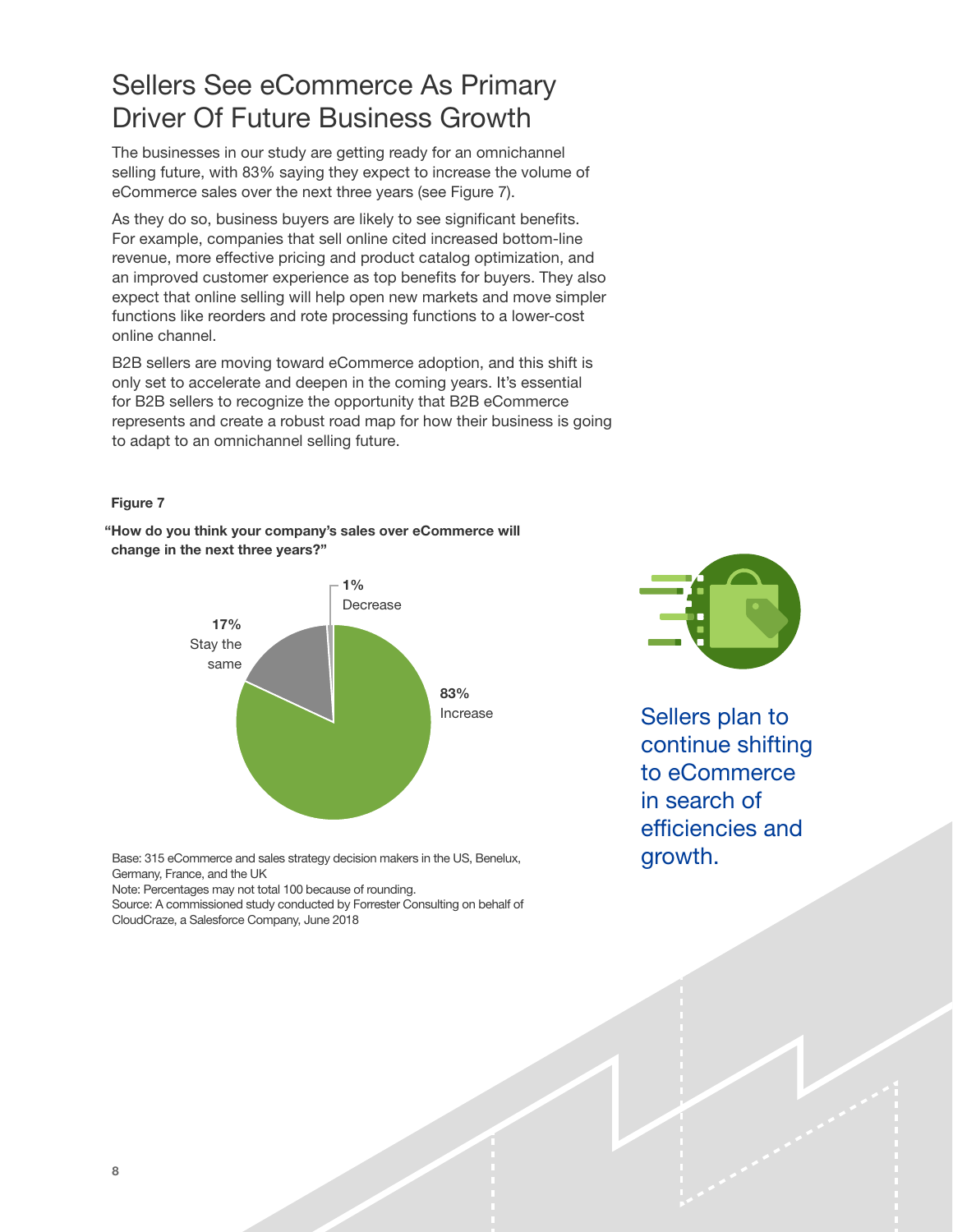# Sellers See eCommerce As Primary Driver Of Future Business Growth

The businesses in our study are getting ready for an omnichannel selling future, with 83% saying they expect to increase the volume of eCommerce sales over the next three years (see Figure 7).

As they do so, business buyers are likely to see significant benefits. For example, companies that sell online cited increased bottom-line revenue, more effective pricing and product catalog optimization, and an improved customer experience as top benefits for buyers. They also expect that online selling will help open new markets and move simpler functions like reorders and rote processing functions to a lower-cost online channel.

B2B sellers are moving toward eCommerce adoption, and this shift is only set to accelerate and deepen in the coming years. It's essential for B2B sellers to recognize the opportunity that B2B eCommerce represents and create a robust road map for how their business is going to adapt to an omnichannel selling future.

**Figure 7**

**"How do you think your company's sales over eCommerce will change in the next three years?"**

| Response | Percentage |
|---|---|
| Increase | 83% |
| Stay the same | 17% |
| Decrease | 1% |

Base: 315 eCommerce and sales strategy decision makers in the US, Benelux, Germany, France, and the UK

Note: Percentages may not total 100 because of rounding.

Source: A commissioned study conducted by Forrester Consulting on behalf of CloudCraze, a Salesforce Company, June 2018

Sellers plan to continue shifting to eCommerce in search of efficiencies and growth.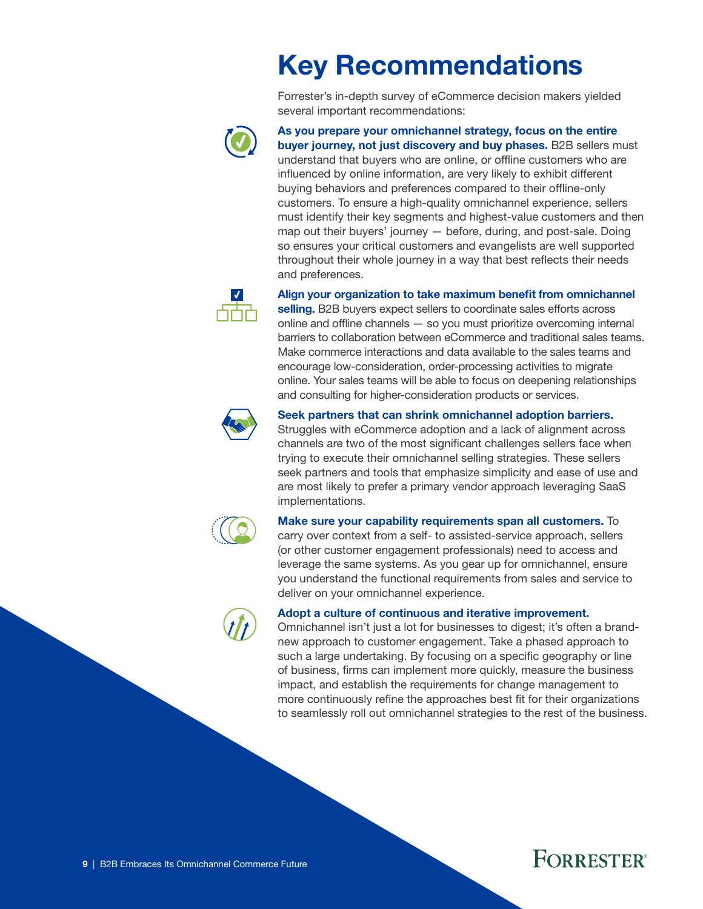# Key Recommendations

Forrester's in-depth survey of eCommerce decision makers yielded several important recommendations:

**As you prepare your omnichannel strategy, focus on the entire buyer journey, not just discovery and buy phases.** B2B sellers must understand that buyers who are online, or offline customers who are influenced by online information, are very likely to exhibit different buying behaviors and preferences compared to their offline-only customers. To ensure a high-quality omnichannel experience, sellers must identify their key segments and highest-value customers and then map out their buyers' journey — before, during, and post-sale. Doing so ensures your critical customers and evangelists are well supported throughout their whole journey in a way that best reflects their needs and preferences.

**Align your organization to take maximum benefit from omnichannel selling.** B2B buyers expect sellers to coordinate sales efforts across online and offline channels — so you must prioritize overcoming internal barriers to collaboration between eCommerce and traditional sales teams. Make commerce interactions and data available to the sales teams and encourage low-consideration, order-processing activities to migrate online. Your sales teams will be able to focus on deepening relationships and consulting for higher-consideration products or services.

**Seek partners that can shrink omnichannel adoption barriers.** Struggles with eCommerce adoption and a lack of alignment across channels are two of the most significant challenges sellers face when trying to execute their omnichannel selling strategies. These sellers seek partners and tools that emphasize simplicity and ease of use and are most likely to prefer a primary vendor approach leveraging SaaS implementations.

**Make sure your capability requirements span all customers.** To carry over context from a self- to assisted-service approach, sellers (or other customer engagement professionals) need to access and leverage the same systems. As you gear up for omnichannel, ensure you understand the functional requirements from sales and service to deliver on your omnichannel experience.

**Adopt a culture of continuous and iterative improvement.** Omnichannel isn't just a lot for businesses to digest; it's often a brand-new approach to customer engagement. Take a phased approach to such a large undertaking. By focusing on a specific geography or line of business, firms can implement more quickly, measure the business impact, and establish the requirements for change management to more continuously refine the approaches best fit for their organizations to seamlessly roll out omnichannel strategies to the rest of the business.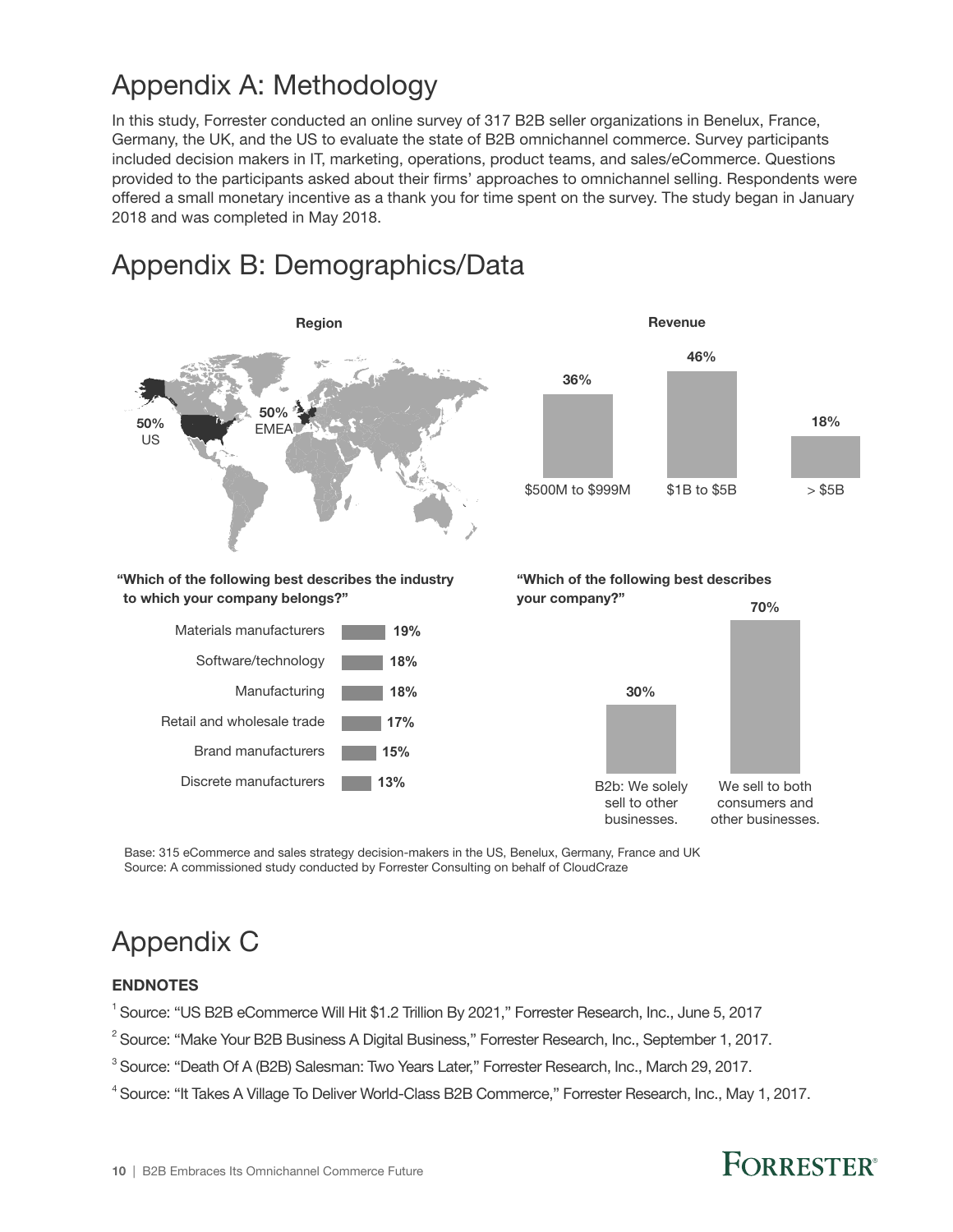# Appendix A: Methodology

In this study, Forrester conducted an online survey of 317 B2B seller organizations in Benelux, France, Germany, the UK, and the US to evaluate the state of B2B omnichannel commerce. Survey participants included decision makers in IT, marketing, operations, product teams, and sales/eCommerce. Questions provided to the participants asked about their firms' approaches to omnichannel selling. Respondents were offered a small monetary incentive as a thank you for time spent on the survey. The study began in January 2018 and was completed in May 2018.

# Appendix B: Demographics/Data

**Region**

50% US

50% EMEA

**Revenue**

36%
$500M to $999M

46%
$1B to $5B

18%
> $5B

**"Which of the following best describes the industry to which your company belongs?"**

Materials manufacturers 19%
Software/technology 18%
Manufacturing 18%
Retail and wholesale trade 17%
Brand manufacturers 15%
Discrete manufacturers 13%

**"Which of the following best describes your company?"**

30%
B2b: We solely sell to other businesses.

70%
We sell to both consumers and other businesses.

Base: 315 eCommerce and sales strategy decision-makers in the US, Benelux, Germany, France and UK
Source: A commissioned study conducted by Forrester Consulting on behalf of CloudCraze

# Appendix C

**ENDNOTES**

[1] Source: "US B2B eCommerce Will Hit $1.2 Trillion By 2021," Forrester Research, Inc., June 5, 2017

[2] Source: "Make Your B2B Business A Digital Business," Forrester Research, Inc., September 1, 2017.

[3] Source: "Death Of A (B2B) Salesman: Two Years Later," Forrester Research, Inc., March 29, 2017.

[4] Source: "It Takes A Village To Deliver World-Class B2B Commerce," Forrester Research, Inc., May 1, 2017.